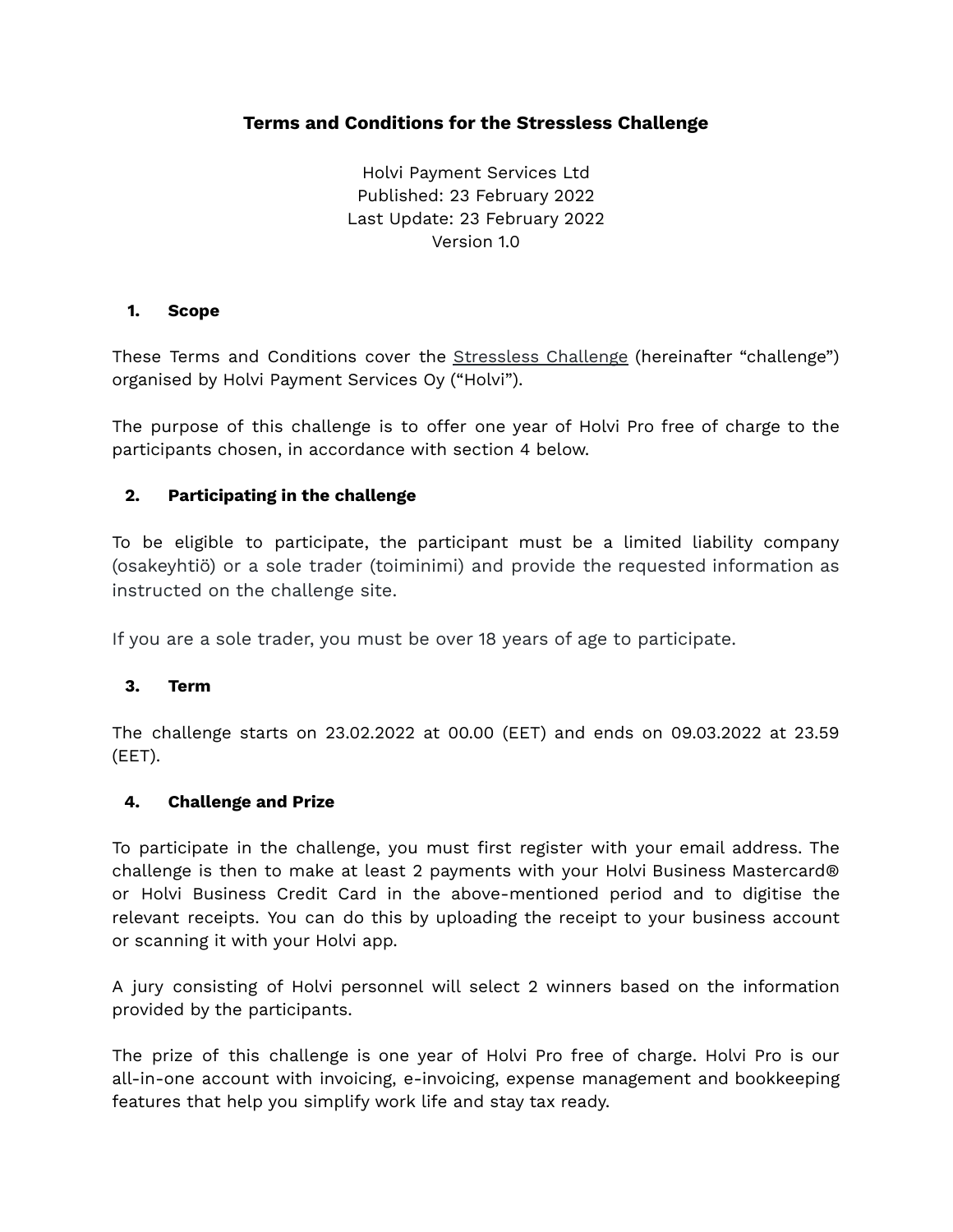# Terms and Conditions for the Stressless Challenge

Holvi Payment Services Ltd
Published: 23 February 2022
Last Update: 23 February 2022
Version 1.0

## 1. Scope

These Terms and Conditions cover the Stressless Challenge (hereinafter "challenge") organised by Holvi Payment Services Oy ("Holvi").

The purpose of this challenge is to offer one year of Holvi Pro free of charge to the participants chosen, in accordance with section 4 below.

## 2. Participating in the challenge

To be eligible to participate, the participant must be a limited liability company (osakeyhtiö) or a sole trader (toiminimi) and provide the requested information as instructed on the challenge site.

If you are a sole trader, you must be over 18 years of age to participate.

## 3. Term

The challenge starts on 23.02.2022 at 00.00 (EET) and ends on 09.03.2022 at 23.59 (EET).

## 4. Challenge and Prize

To participate in the challenge, you must first register with your email address. The challenge is then to make at least 2 payments with your Holvi Business Mastercard® or Holvi Business Credit Card in the above-mentioned period and to digitise the relevant receipts. You can do this by uploading the receipt to your business account or scanning it with your Holvi app.

A jury consisting of Holvi personnel will select 2 winners based on the information provided by the participants.

The prize of this challenge is one year of Holvi Pro free of charge. Holvi Pro is our all-in-one account with invoicing, e-invoicing, expense management and bookkeeping features that help you simplify work life and stay tax ready.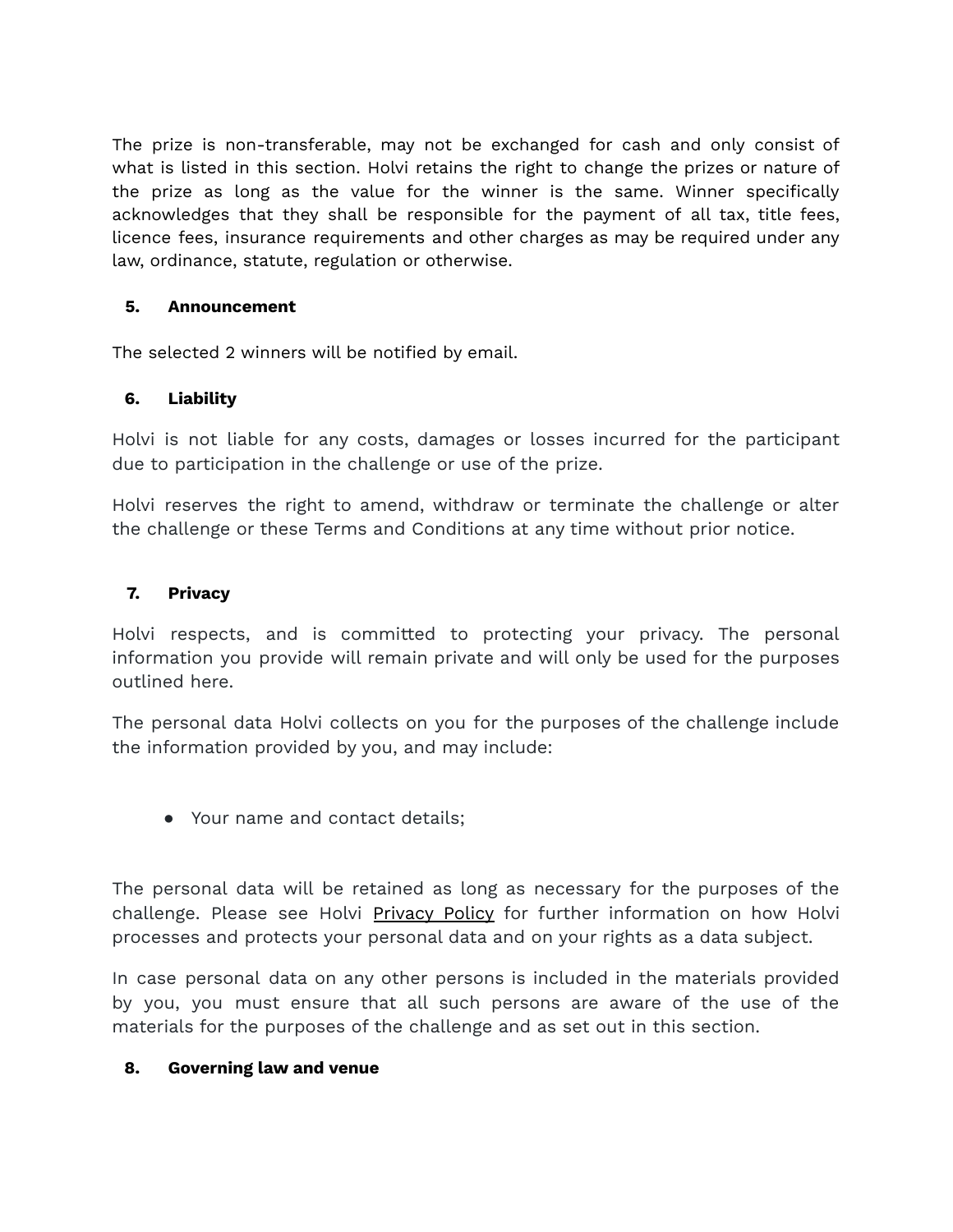The prize is non-transferable, may not be exchanged for cash and only consist of what is listed in this section. Holvi retains the right to change the prizes or nature of the prize as long as the value for the winner is the same. Winner specifically acknowledges that they shall be responsible for the payment of all tax, title fees, licence fees, insurance requirements and other charges as may be required under any law, ordinance, statute, regulation or otherwise.

## 5. Announcement

The selected 2 winners will be notified by email.

## 6. Liability

Holvi is not liable for any costs, damages or losses incurred for the participant due to participation in the challenge or use of the prize.

Holvi reserves the right to amend, withdraw or terminate the challenge or alter the challenge or these Terms and Conditions at any time without prior notice.

## 7. Privacy

Holvi respects, and is committed to protecting your privacy. The personal information you provide will remain private and will only be used for the purposes outlined here.

The personal data Holvi collects on you for the purposes of the challenge include the information provided by you, and may include:

- Your name and contact details;

The personal data will be retained as long as necessary for the purposes of the challenge. Please see Holvi Privacy Policy for further information on how Holvi processes and protects your personal data and on your rights as a data subject.

In case personal data on any other persons is included in the materials provided by you, you must ensure that all such persons are aware of the use of the materials for the purposes of the challenge and as set out in this section.

## 8. Governing law and venue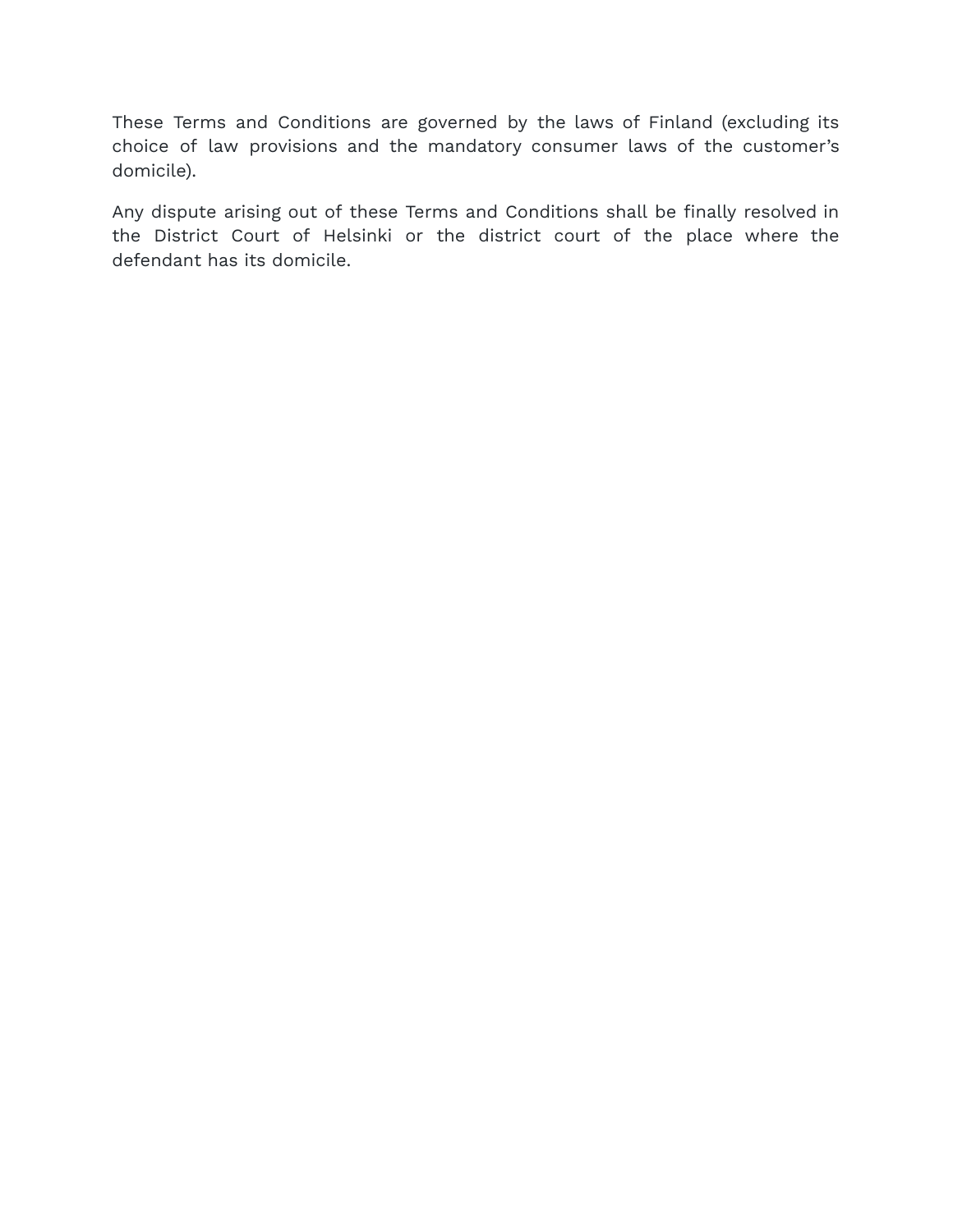These Terms and Conditions are governed by the laws of Finland (excluding its choice of law provisions and the mandatory consumer laws of the customer's domicile).

Any dispute arising out of these Terms and Conditions shall be finally resolved in the District Court of Helsinki or the district court of the place where the defendant has its domicile.